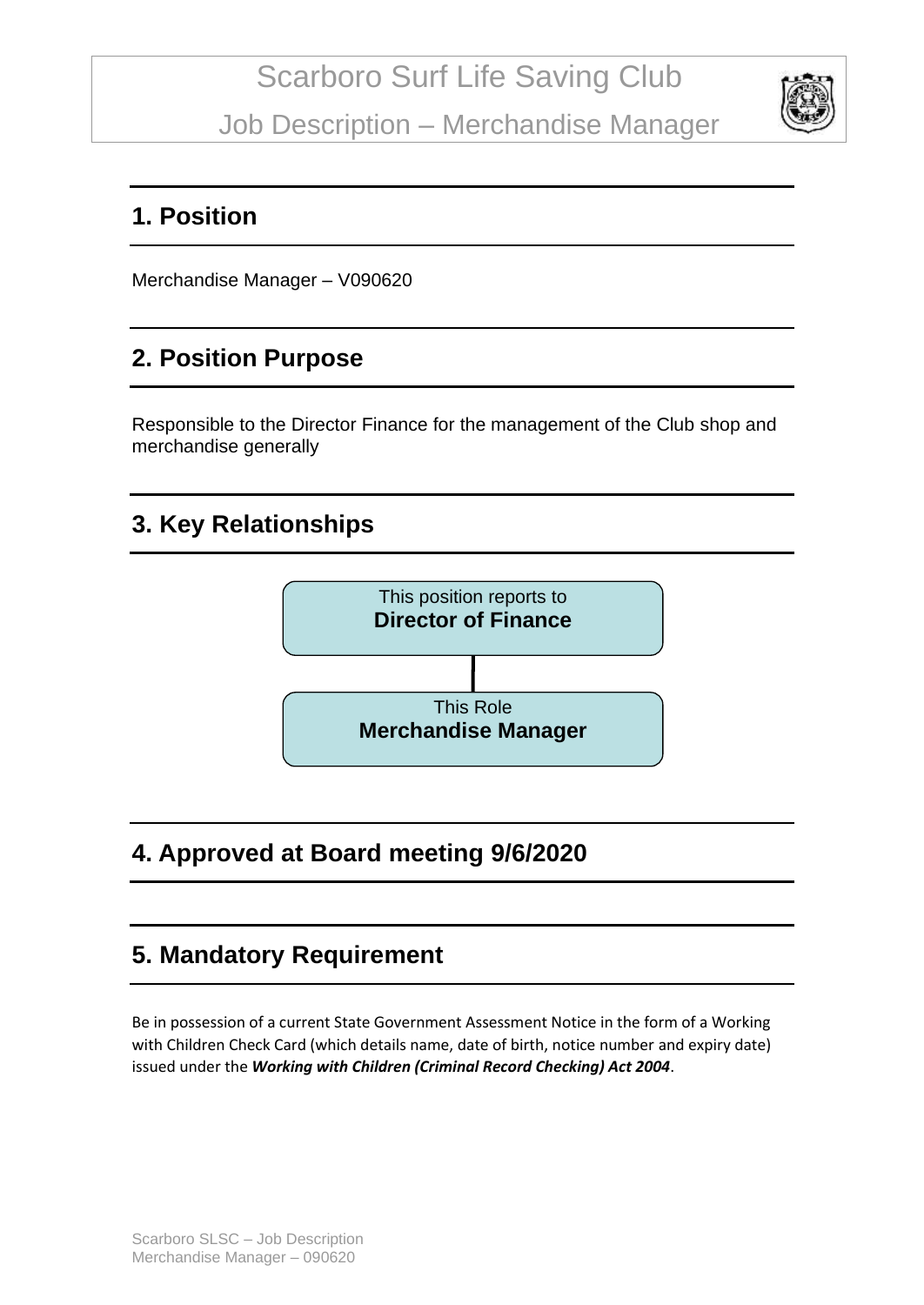# Scarboro Surf Life Saving Club

## Job Description – Merchandise Manager

## 1. Position

Merchandise Manager – V090620

## 2. Position Purpose

Responsible to the Director Finance for the management of the Club shop and merchandise generally

## 3. Key Relationships

This position reports to
**Director of Finance**

This Role
**Merchandise Manager**

## 4. Approved at Board meeting 9/6/2020

## 5. Mandatory Requirement

Be in possession of a current State Government Assessment Notice in the form of a Working with Children Check Card (which details name, date of birth, notice number and expiry date) issued under the ***Working with Children (Criminal Record Checking) Act 2004***.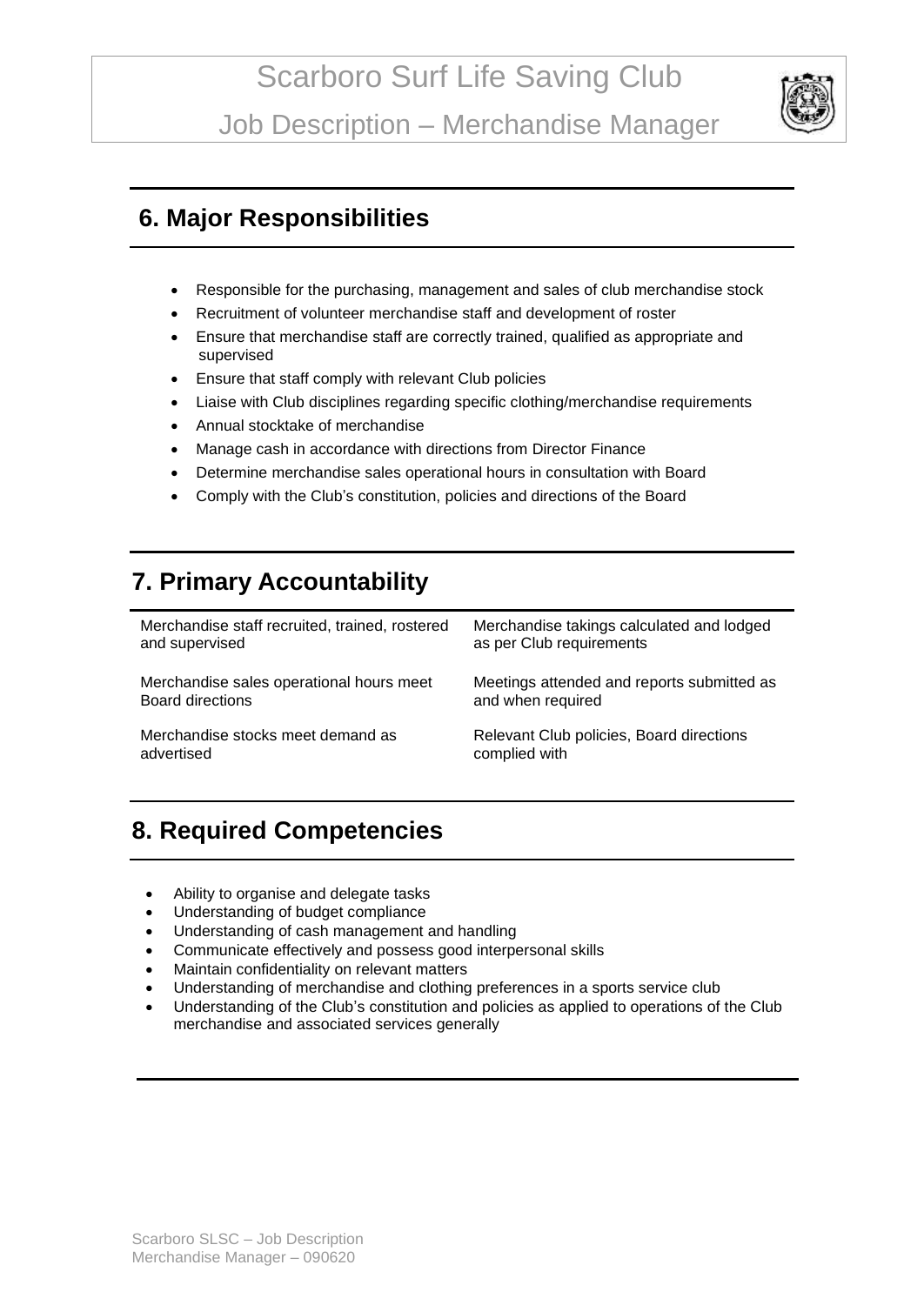## 6. Major Responsibilities

- Responsible for the purchasing, management and sales of club merchandise stock
- Recruitment of volunteer merchandise staff and development of roster
- Ensure that merchandise staff are correctly trained, qualified as appropriate and supervised
- Ensure that staff comply with relevant Club policies
- Liaise with Club disciplines regarding specific clothing/merchandise requirements
- Annual stocktake of merchandise
- Manage cash in accordance with directions from Director Finance
- Determine merchandise sales operational hours in consultation with Board
- Comply with the Club's constitution, policies and directions of the Board

## 7. Primary Accountability

| | |
|---|---|
| Merchandise staff recruited, trained, rostered and supervised | Merchandise takings calculated and lodged as per Club requirements |
| Merchandise sales operational hours meet Board directions | Meetings attended and reports submitted as and when required |
| Merchandise stocks meet demand as advertised | Relevant Club policies, Board directions complied with |

## 8. Required Competencies

- Ability to organise and delegate tasks
- Understanding of budget compliance
- Understanding of cash management and handling
- Communicate effectively and possess good interpersonal skills
- Maintain confidentiality on relevant matters
- Understanding of merchandise and clothing preferences in a sports service club
- Understanding of the Club's constitution and policies as applied to operations of the Club merchandise and associated services generally